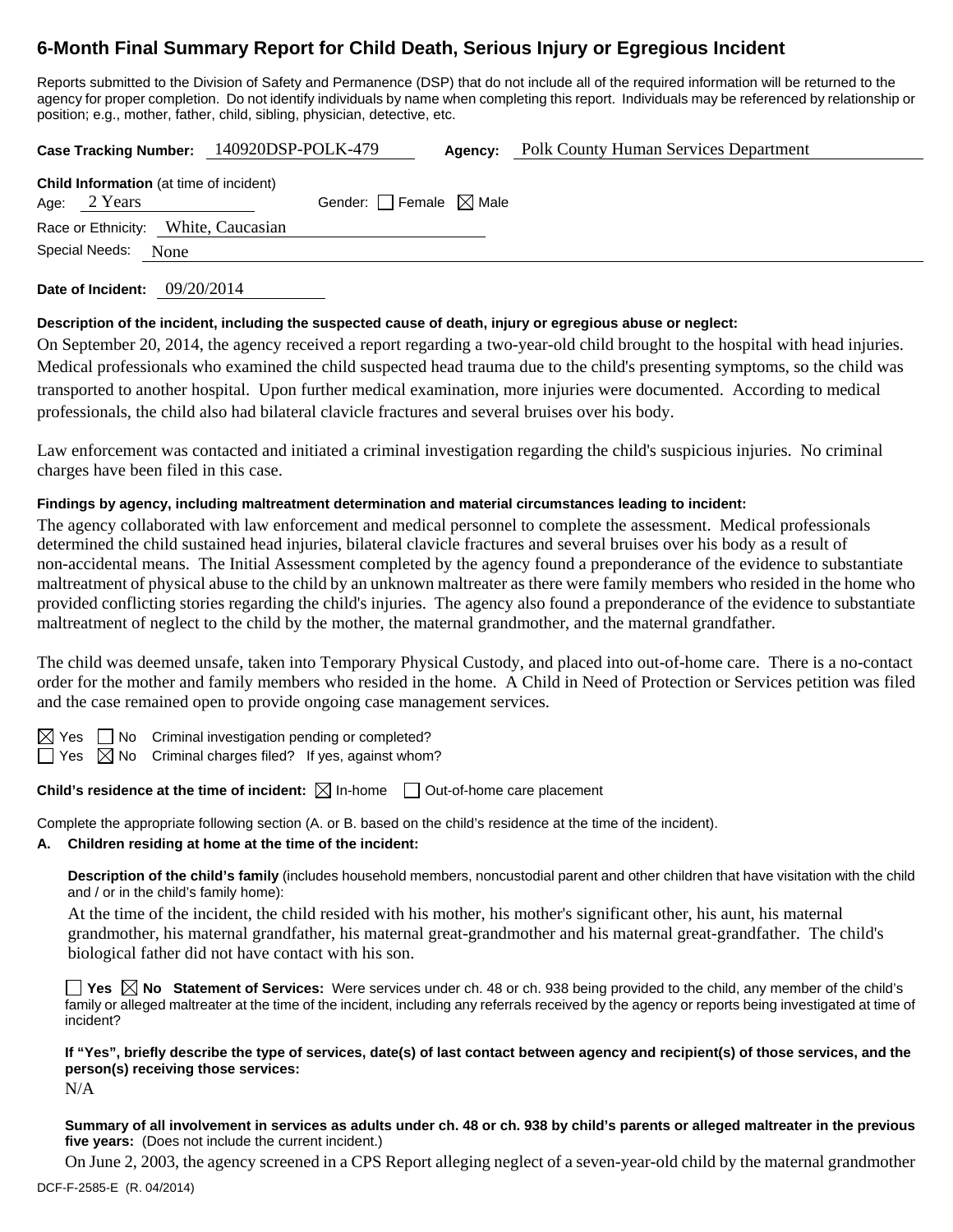# 6-Month Final Summary Report for Child Death, Serious Injury or Egregious Incident

Reports submitted to the Division of Safety and Permanence (DSP) that do not include all of the required information will be returned to the agency for proper completion. Do not identify individuals by name when completing this report. Individuals may be referenced by relationship or position; e.g., mother, father, child, sibling, physician, detective, etc.

**Case Tracking Number:** 140920DSP-POLK-479 **Agency:** Polk County Human Services Department

**Child Information** (at time of incident)

Age: 2 Years Gender: ☐ Female ☒ Male

Race or Ethnicity: White, Caucasian

Special Needs: None

**Date of Incident:** 09/20/2014

**Description of the incident, including the suspected cause of death, injury or egregious abuse or neglect:**

On September 20, 2014, the agency received a report regarding a two-year-old child brought to the hospital with head injuries. Medical professionals who examined the child suspected head trauma due to the child's presenting symptoms, so the child was transported to another hospital. Upon further medical examination, more injuries were documented. According to medical professionals, the child also had bilateral clavicle fractures and several bruises over his body.

Law enforcement was contacted and initiated a criminal investigation regarding the child's suspicious injuries. No criminal charges have been filed in this case.

**Findings by agency, including maltreatment determination and material circumstances leading to incident:**

The agency collaborated with law enforcement and medical personnel to complete the assessment. Medical professionals determined the child sustained head injuries, bilateral clavicle fractures and several bruises over his body as a result of non-accidental means. The Initial Assessment completed by the agency found a preponderance of the evidence to substantiate maltreatment of physical abuse to the child by an unknown maltreater as there were family members who resided in the home who provided conflicting stories regarding the child's injuries. The agency also found a preponderance of the evidence to substantiate maltreatment of neglect to the child by the mother, the maternal grandmother, and the maternal grandfather.

The child was deemed unsafe, taken into Temporary Physical Custody, and placed into out-of-home care. There is a no-contact order for the mother and family members who resided in the home. A Child in Need of Protection or Services petition was filed and the case remained open to provide ongoing case management services.

☒ Yes ☐ No Criminal investigation pending or completed?
☐ Yes ☒ No Criminal charges filed? If yes, against whom?

**Child's residence at the time of incident:** ☒ In-home ☐ Out-of-home care placement

Complete the appropriate following section (A. or B. based on the child's residence at the time of the incident).

**A. Children residing at home at the time of the incident:**

**Description of the child's family** (includes household members, noncustodial parent and other children that have visitation with the child and / or in the child's family home):

At the time of the incident, the child resided with his mother, his mother's significant other, his aunt, his maternal grandmother, his maternal grandfather, his maternal great-grandmother and his maternal great-grandfather. The child's biological father did not have contact with his son.

☐ **Yes** ☒ **No Statement of Services:** Were services under ch. 48 or ch. 938 being provided to the child, any member of the child's family or alleged maltreater at the time of the incident, including any referrals received by the agency or reports being investigated at time of incident?

**If "Yes", briefly describe the type of services, date(s) of last contact between agency and recipient(s) of those services, and the person(s) receiving those services:**

N/A

**Summary of all involvement in services as adults under ch. 48 or ch. 938 by child's parents or alleged maltreater in the previous five years:** (Does not include the current incident.)

On June 2, 2003, the agency screened in a CPS Report alleging neglect of a seven-year-old child by the maternal grandmother

DCF-F-2585-E (R. 04/2014)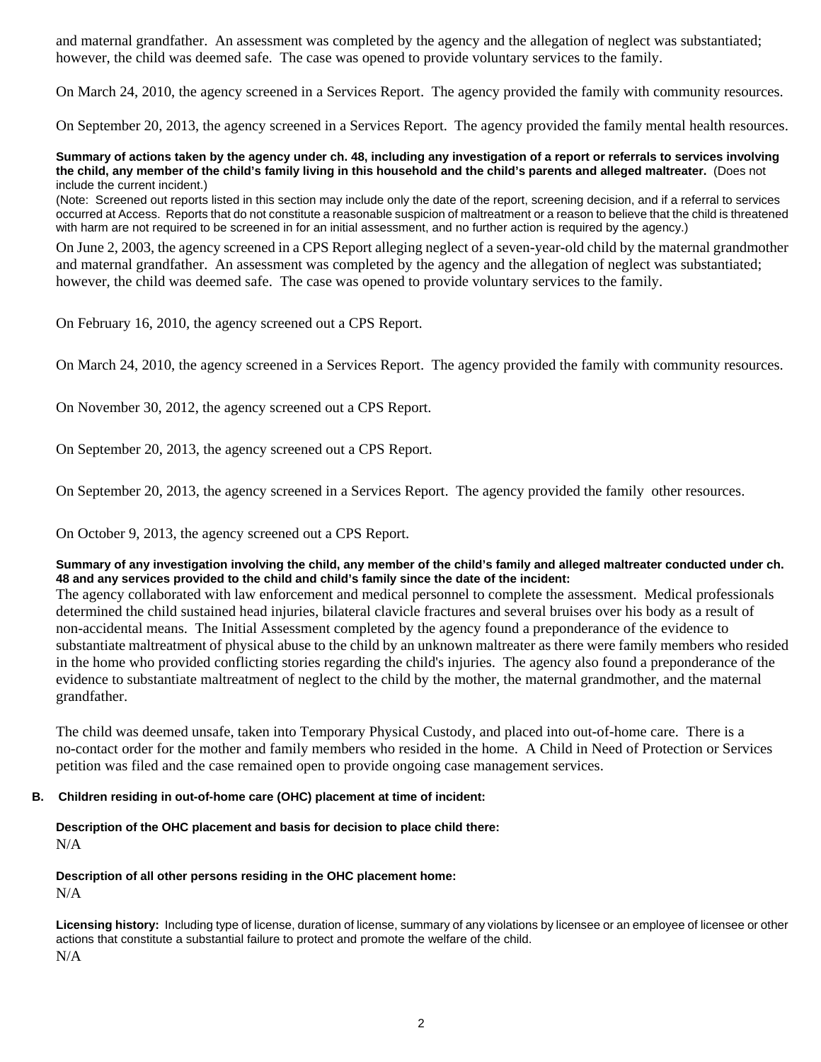and maternal grandfather. An assessment was completed by the agency and the allegation of neglect was substantiated; however, the child was deemed safe. The case was opened to provide voluntary services to the family.

On March 24, 2010, the agency screened in a Services Report. The agency provided the family with community resources.

On September 20, 2013, the agency screened in a Services Report. The agency provided the family mental health resources.

**Summary of actions taken by the agency under ch. 48, including any investigation of a report or referrals to services involving the child, any member of the child's family living in this household and the child's parents and alleged maltreater.** (Does not include the current incident.)
(Note: Screened out reports listed in this section may include only the date of the report, screening decision, and if a referral to services occurred at Access. Reports that do not constitute a reasonable suspicion of maltreatment or a reason to believe that the child is threatened with harm are not required to be screened in for an initial assessment, and no further action is required by the agency.)

On June 2, 2003, the agency screened in a CPS Report alleging neglect of a seven-year-old child by the maternal grandmother and maternal grandfather. An assessment was completed by the agency and the allegation of neglect was substantiated; however, the child was deemed safe. The case was opened to provide voluntary services to the family.

On February 16, 2010, the agency screened out a CPS Report.

On March 24, 2010, the agency screened in a Services Report. The agency provided the family with community resources.

On November 30, 2012, the agency screened out a CPS Report.

On September 20, 2013, the agency screened out a CPS Report.

On September 20, 2013, the agency screened in a Services Report. The agency provided the family other resources.

On October 9, 2013, the agency screened out a CPS Report.

**Summary of any investigation involving the child, any member of the child's family and alleged maltreater conducted under ch. 48 and any services provided to the child and child's family since the date of the incident:**
The agency collaborated with law enforcement and medical personnel to complete the assessment. Medical professionals determined the child sustained head injuries, bilateral clavicle fractures and several bruises over his body as a result of non-accidental means. The Initial Assessment completed by the agency found a preponderance of the evidence to substantiate maltreatment of physical abuse to the child by an unknown maltreater as there were family members who resided in the home who provided conflicting stories regarding the child's injuries. The agency also found a preponderance of the evidence to substantiate maltreatment of neglect to the child by the mother, the maternal grandmother, and the maternal grandfather.

The child was deemed unsafe, taken into Temporary Physical Custody, and placed into out-of-home care. There is a no-contact order for the mother and family members who resided in the home. A Child in Need of Protection or Services petition was filed and the case remained open to provide ongoing case management services.

**B. Children residing in out-of-home care (OHC) placement at time of incident:**

**Description of the OHC placement and basis for decision to place child there:**
N/A

**Description of all other persons residing in the OHC placement home:**
N/A

**Licensing history:** Including type of license, duration of license, summary of any violations by licensee or an employee of licensee or other actions that constitute a substantial failure to protect and promote the welfare of the child.
N/A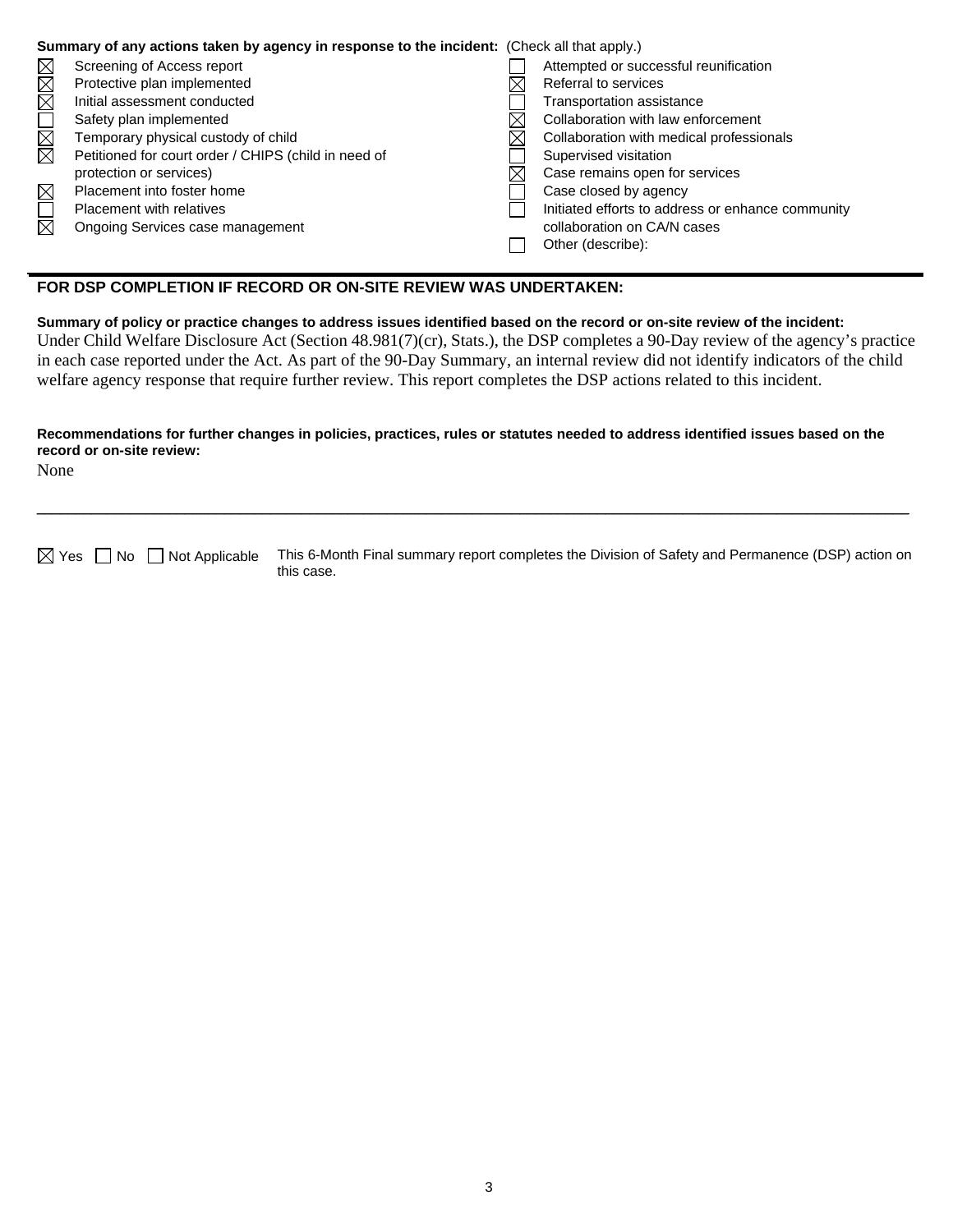**Summary of any actions taken by agency in response to the incident:** (Check all that apply.)

- [x] Screening of Access report
- [x] Protective plan implemented
- [x] Initial assessment conducted
- [ ] Safety plan implemented
- [x] Temporary physical custody of child
- [x] Petitioned for court order / CHIPS (child in need of protection or services)
- [x] Placement into foster home
- [ ] Placement with relatives
- [x] Ongoing Services case management
- [ ] Attempted or successful reunification
- [x] Referral to services
- [ ] Transportation assistance
- [x] Collaboration with law enforcement
- [x] Collaboration with medical professionals
- [ ] Supervised visitation
- [x] Case remains open for services
- [ ] Case closed by agency
- [ ] Initiated efforts to address or enhance community collaboration on CA/N cases
- [ ] Other (describe):

## FOR DSP COMPLETION IF RECORD OR ON-SITE REVIEW WAS UNDERTAKEN:

**Summary of policy or practice changes to address issues identified based on the record or on-site review of the incident:**

Under Child Welfare Disclosure Act (Section 48.981(7)(cr), Stats.), the DSP completes a 90-Day review of the agency's practice in each case reported under the Act. As part of the 90-Day Summary, an internal review did not identify indicators of the child welfare agency response that require further review. This report completes the DSP actions related to this incident.

**Recommendations for further changes in policies, practices, rules or statutes needed to address identified issues based on the record or on-site review:**

None

---

[x] Yes [ ] No [ ] Not Applicable This 6-Month Final summary report completes the Division of Safety and Permanence (DSP) action on this case.